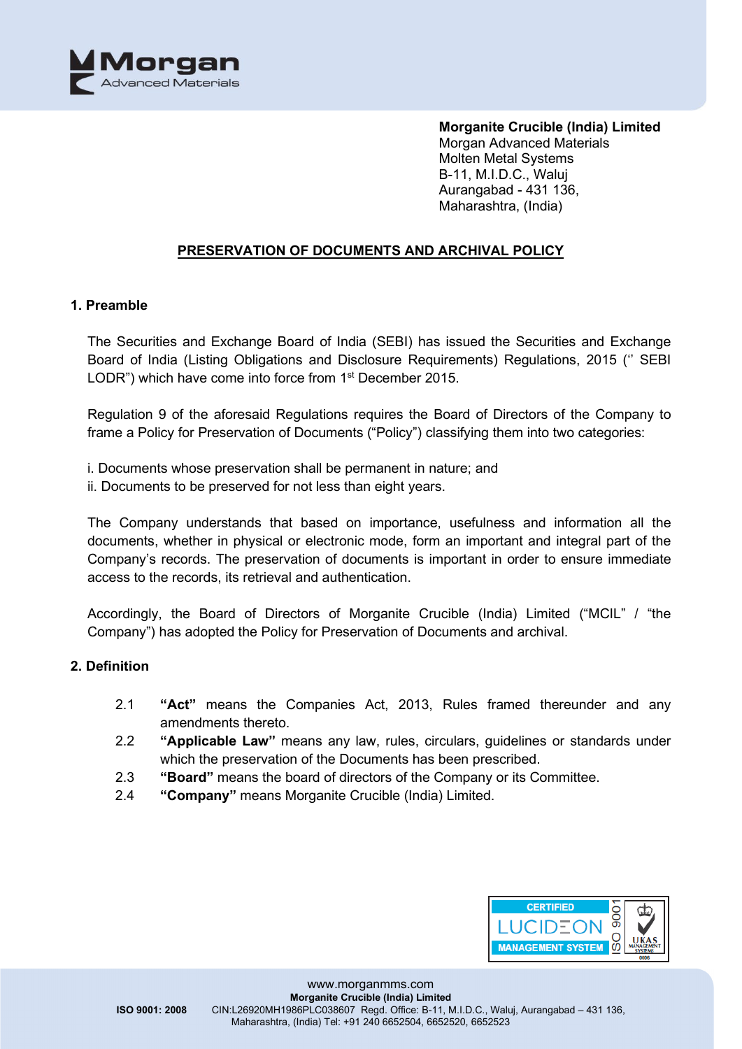**Morganite Crucible (India) Limited**
Morgan Advanced Materials
Molten Metal Systems
B-11, M.I.D.C., Waluj
Aurangabad - 431 136,
Maharashtra, (India)

## PRESERVATION OF DOCUMENTS AND ARCHIVAL POLICY

### 1. Preamble

The Securities and Exchange Board of India (SEBI) has issued the Securities and Exchange Board of India (Listing Obligations and Disclosure Requirements) Regulations, 2015 ('' SEBI LODR") which have come into force from 1st December 2015.

Regulation 9 of the aforesaid Regulations requires the Board of Directors of the Company to frame a Policy for Preservation of Documents ("Policy") classifying them into two categories:

i. Documents whose preservation shall be permanent in nature; and
ii. Documents to be preserved for not less than eight years.

The Company understands that based on importance, usefulness and information all the documents, whether in physical or electronic mode, form an important and integral part of the Company's records. The preservation of documents is important in order to ensure immediate access to the records, its retrieval and authentication.

Accordingly, the Board of Directors of Morganite Crucible (India) Limited ("MCIL" / "the Company") has adopted the Policy for Preservation of Documents and archival.

### 2. Definition

2.1 **"Act"** means the Companies Act, 2013, Rules framed thereunder and any amendments thereto.

2.2 **"Applicable Law"** means any law, rules, circulars, guidelines or standards under which the preservation of the Documents has been prescribed.

2.3 **"Board"** means the board of directors of the Company or its Committee.

2.4 **"Company"** means Morganite Crucible (India) Limited.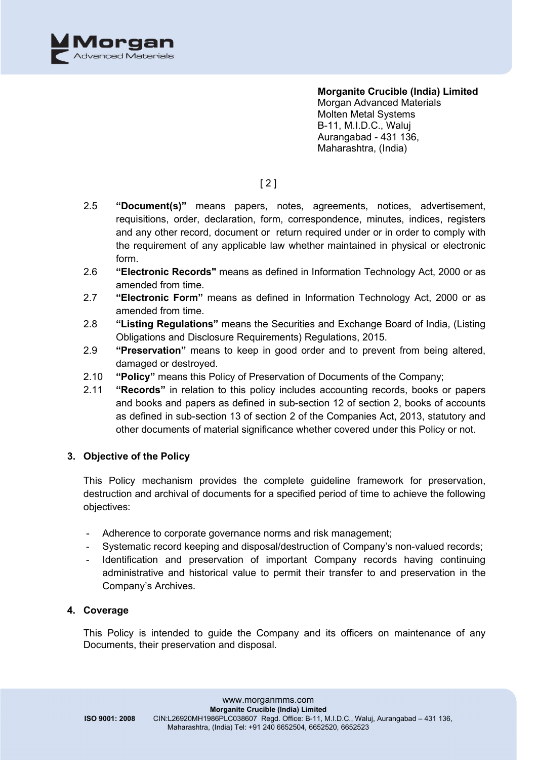2.5 **"Document(s)"** means papers, notes, agreements, notices, advertisement, requisitions, order, declaration, form, correspondence, minutes, indices, registers and any other record, document or return required under or in order to comply with the requirement of any applicable law whether maintained in physical or electronic form.

2.6 **"Electronic Records"** means as defined in Information Technology Act, 2000 or as amended from time.

2.7 **"Electronic Form"** means as defined in Information Technology Act, 2000 or as amended from time.

2.8 **"Listing Regulations"** means the Securities and Exchange Board of India, (Listing Obligations and Disclosure Requirements) Regulations, 2015.

2.9 **"Preservation"** means to keep in good order and to prevent from being altered, damaged or destroyed.

2.10 **"Policy"** means this Policy of Preservation of Documents of the Company;

2.11 **"Records"** in relation to this policy includes accounting records, books or papers and books and papers as defined in sub-section 12 of section 2, books of accounts as defined in sub-section 13 of section 2 of the Companies Act, 2013, statutory and other documents of material significance whether covered under this Policy or not.

## 3. Objective of the Policy

This Policy mechanism provides the complete guideline framework for preservation, destruction and archival of documents for a specified period of time to achieve the following objectives:

- Adherence to corporate governance norms and risk management;
- Systematic record keeping and disposal/destruction of Company's non-valued records;
- Identification and preservation of important Company records having continuing administrative and historical value to permit their transfer to and preservation in the Company's Archives.

## 4. Coverage

This Policy is intended to guide the Company and its officers on maintenance of any Documents, their preservation and disposal.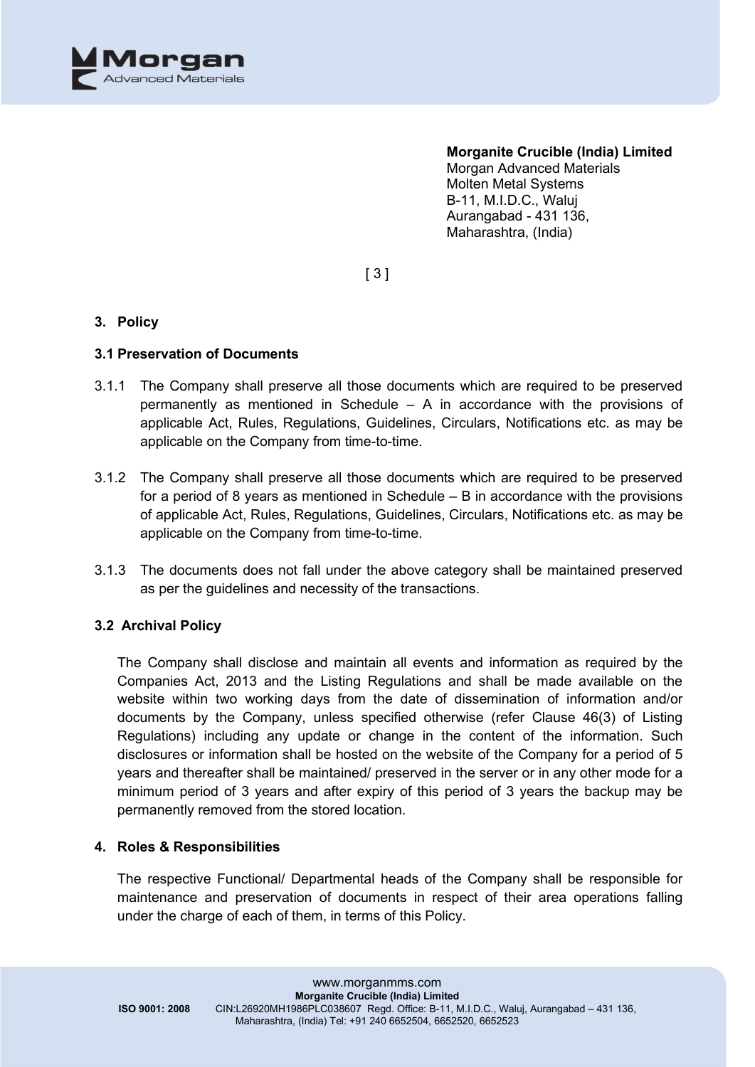## 3. Policy

### 3.1 Preservation of Documents

3.1.1 The Company shall preserve all those documents which are required to be preserved permanently as mentioned in Schedule – A in accordance with the provisions of applicable Act, Rules, Regulations, Guidelines, Circulars, Notifications etc. as may be applicable on the Company from time-to-time.

3.1.2 The Company shall preserve all those documents which are required to be preserved for a period of 8 years as mentioned in Schedule – B in accordance with the provisions of applicable Act, Rules, Regulations, Guidelines, Circulars, Notifications etc. as may be applicable on the Company from time-to-time.

3.1.3 The documents does not fall under the above category shall be maintained preserved as per the guidelines and necessity of the transactions.

### 3.2 Archival Policy

The Company shall disclose and maintain all events and information as required by the Companies Act, 2013 and the Listing Regulations and shall be made available on the website within two working days from the date of dissemination of information and/or documents by the Company, unless specified otherwise (refer Clause 46(3) of Listing Regulations) including any update or change in the content of the information. Such disclosures or information shall be hosted on the website of the Company for a period of 5 years and thereafter shall be maintained/ preserved in the server or in any other mode for a minimum period of 3 years and after expiry of this period of 3 years the backup may be permanently removed from the stored location.

## 4. Roles & Responsibilities

The respective Functional/ Departmental heads of the Company shall be responsible for maintenance and preservation of documents in respect of their area operations falling under the charge of each of them, in terms of this Policy.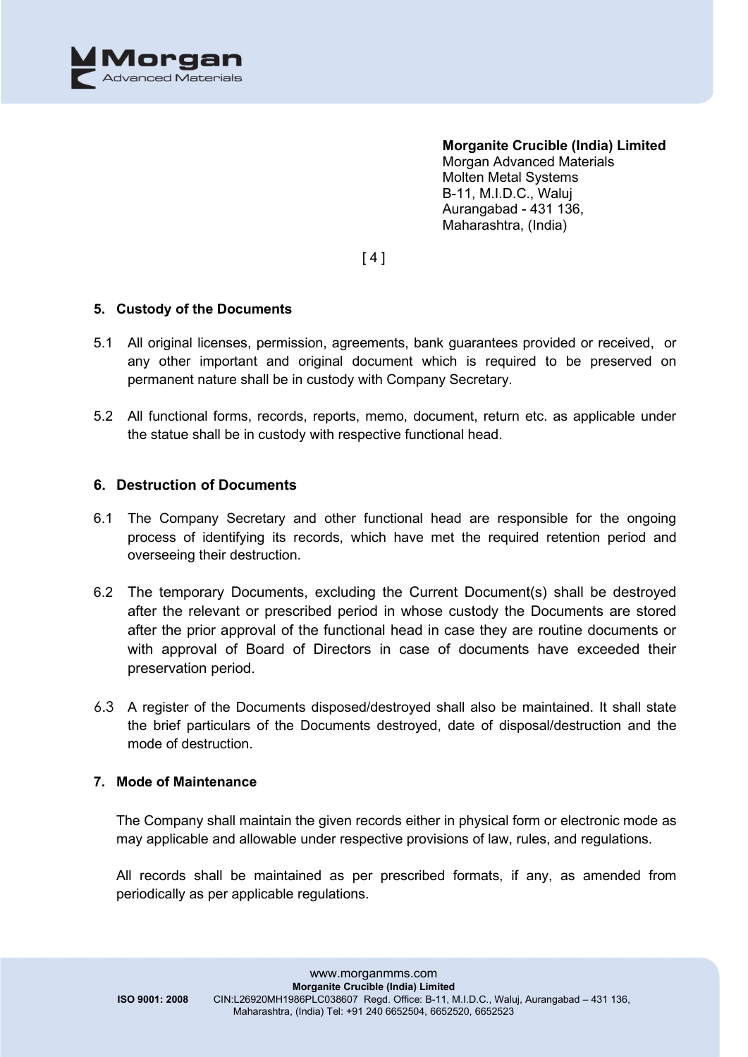## 5. Custody of the Documents

5.1 All original licenses, permission, agreements, bank guarantees provided or received, or any other important and original document which is required to be preserved on permanent nature shall be in custody with Company Secretary.

5.2 All functional forms, records, reports, memo, document, return etc. as applicable under the statue shall be in custody with respective functional head.

## 6. Destruction of Documents

6.1 The Company Secretary and other functional head are responsible for the ongoing process of identifying its records, which have met the required retention period and overseeing their destruction.

6.2 The temporary Documents, excluding the Current Document(s) shall be destroyed after the relevant or prescribed period in whose custody the Documents are stored after the prior approval of the functional head in case they are routine documents or with approval of Board of Directors in case of documents have exceeded their preservation period.

6.3 A register of the Documents disposed/destroyed shall also be maintained. It shall state the brief particulars of the Documents destroyed, date of disposal/destruction and the mode of destruction.

## 7. Mode of Maintenance

The Company shall maintain the given records either in physical form or electronic mode as may applicable and allowable under respective provisions of law, rules, and regulations.

All records shall be maintained as per prescribed formats, if any, as amended from periodically as per applicable regulations.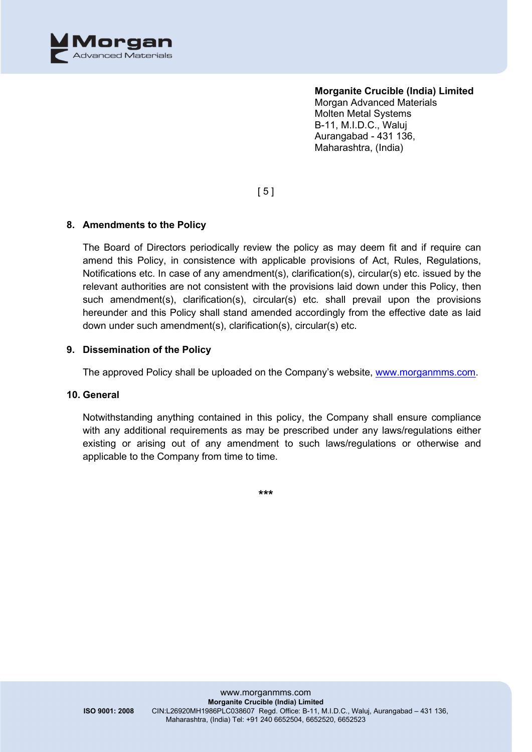## 8. Amendments to the Policy

The Board of Directors periodically review the policy as may deem fit and if require can amend this Policy, in consistence with applicable provisions of Act, Rules, Regulations, Notifications etc. In case of any amendment(s), clarification(s), circular(s) etc. issued by the relevant authorities are not consistent with the provisions laid down under this Policy, then such amendment(s), clarification(s), circular(s) etc. shall prevail upon the provisions hereunder and this Policy shall stand amended accordingly from the effective date as laid down under such amendment(s), clarification(s), circular(s) etc.

## 9. Dissemination of the Policy

The approved Policy shall be uploaded on the Company's website, [www.morganmms.com](http://www.morganmms.com).

## 10. General

Notwithstanding anything contained in this policy, the Company shall ensure compliance with any additional requirements as may be prescribed under any laws/regulations either existing or arising out of any amendment to such laws/regulations or otherwise and applicable to the Company from time to time.

***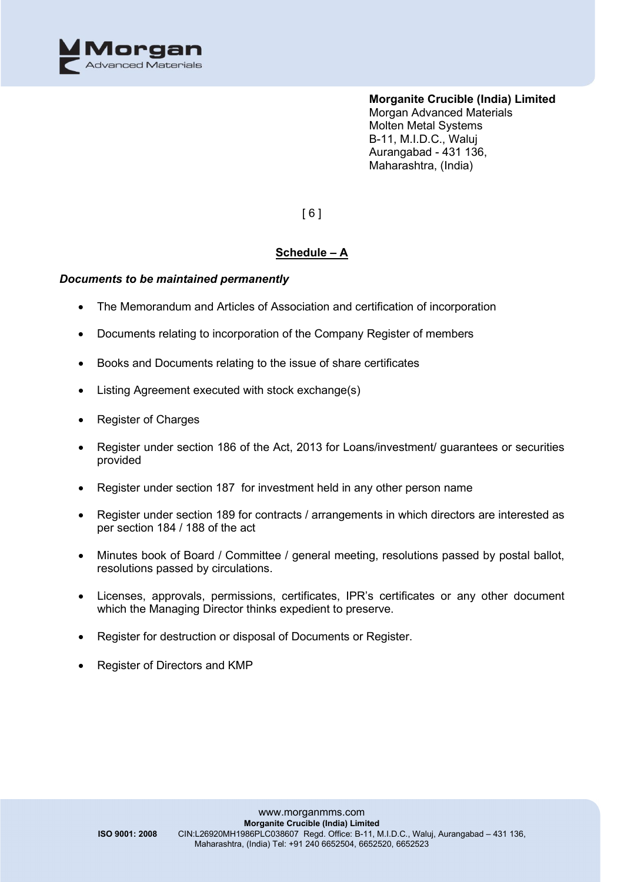## Schedule – A

***Documents to be maintained permanently***

- The Memorandum and Articles of Association and certification of incorporation
- Documents relating to incorporation of the Company Register of members
- Books and Documents relating to the issue of share certificates
- Listing Agreement executed with stock exchange(s)
- Register of Charges
- Register under section 186 of the Act, 2013 for Loans/investment/ guarantees or securities provided
- Register under section 187 for investment held in any other person name
- Register under section 189 for contracts / arrangements in which directors are interested as per section 184 / 188 of the act
- Minutes book of Board / Committee / general meeting, resolutions passed by postal ballot, resolutions passed by circulations.
- Licenses, approvals, permissions, certificates, IPR's certificates or any other document which the Managing Director thinks expedient to preserve.
- Register for destruction or disposal of Documents or Register.
- Register of Directors and KMP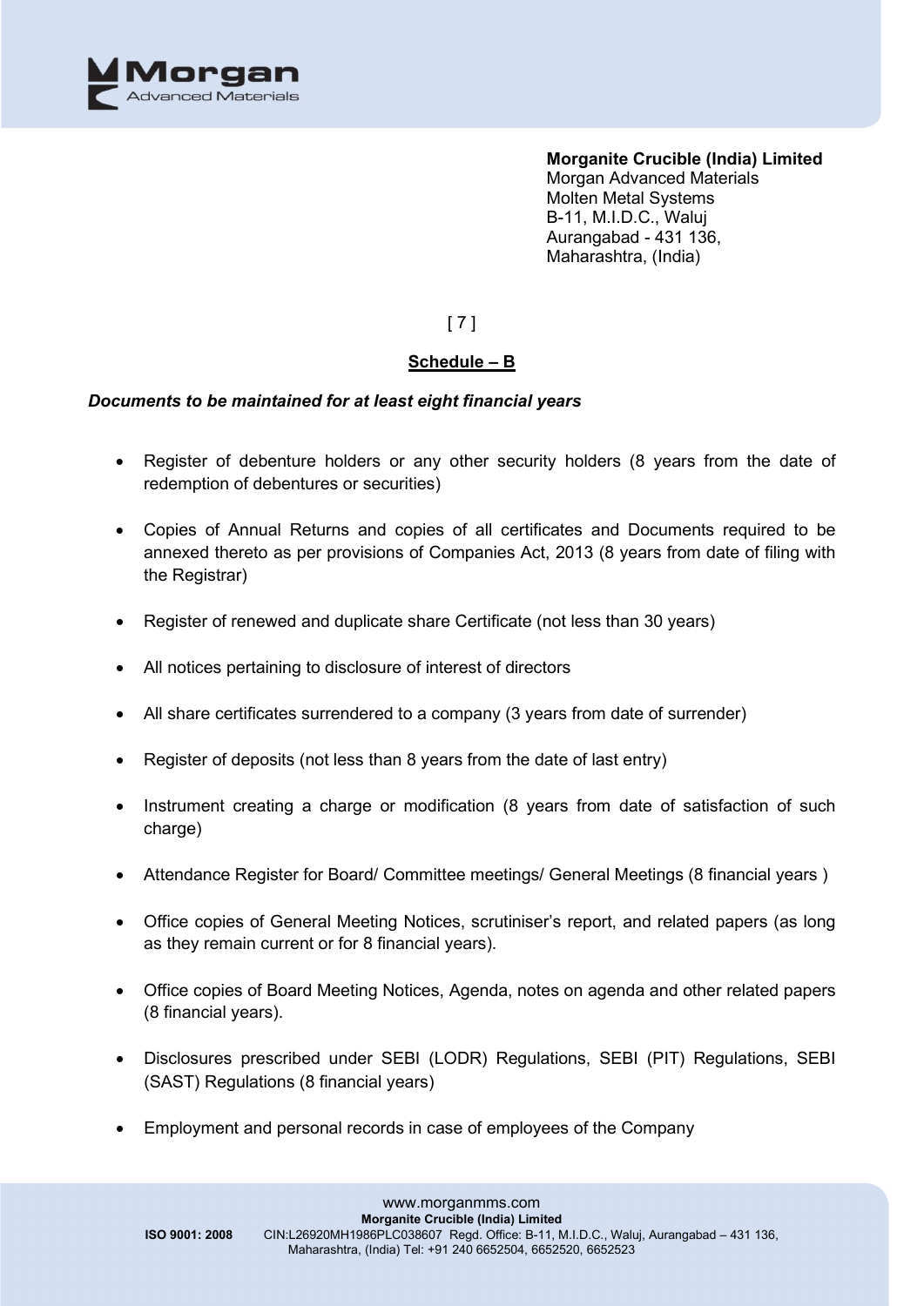**Morganite Crucible (India) Limited**
Morgan Advanced Materials
Molten Metal Systems
B-11, M.I.D.C., Waluj
Aurangabad - 431 136,
Maharashtra, (India)

## Schedule – B

***Documents to be maintained for at least eight financial years***

- Register of debenture holders or any other security holders (8 years from the date of redemption of debentures or securities)
- Copies of Annual Returns and copies of all certificates and Documents required to be annexed thereto as per provisions of Companies Act, 2013 (8 years from date of filing with the Registrar)
- Register of renewed and duplicate share Certificate (not less than 30 years)
- All notices pertaining to disclosure of interest of directors
- All share certificates surrendered to a company (3 years from date of surrender)
- Register of deposits (not less than 8 years from the date of last entry)
- Instrument creating a charge or modification (8 years from date of satisfaction of such charge)
- Attendance Register for Board/ Committee meetings/ General Meetings (8 financial years )
- Office copies of General Meeting Notices, scrutiniser's report, and related papers (as long as they remain current or for 8 financial years).
- Office copies of Board Meeting Notices, Agenda, notes on agenda and other related papers (8 financial years).
- Disclosures prescribed under SEBI (LODR) Regulations, SEBI (PIT) Regulations, SEBI (SAST) Regulations (8 financial years)
- Employment and personal records in case of employees of the Company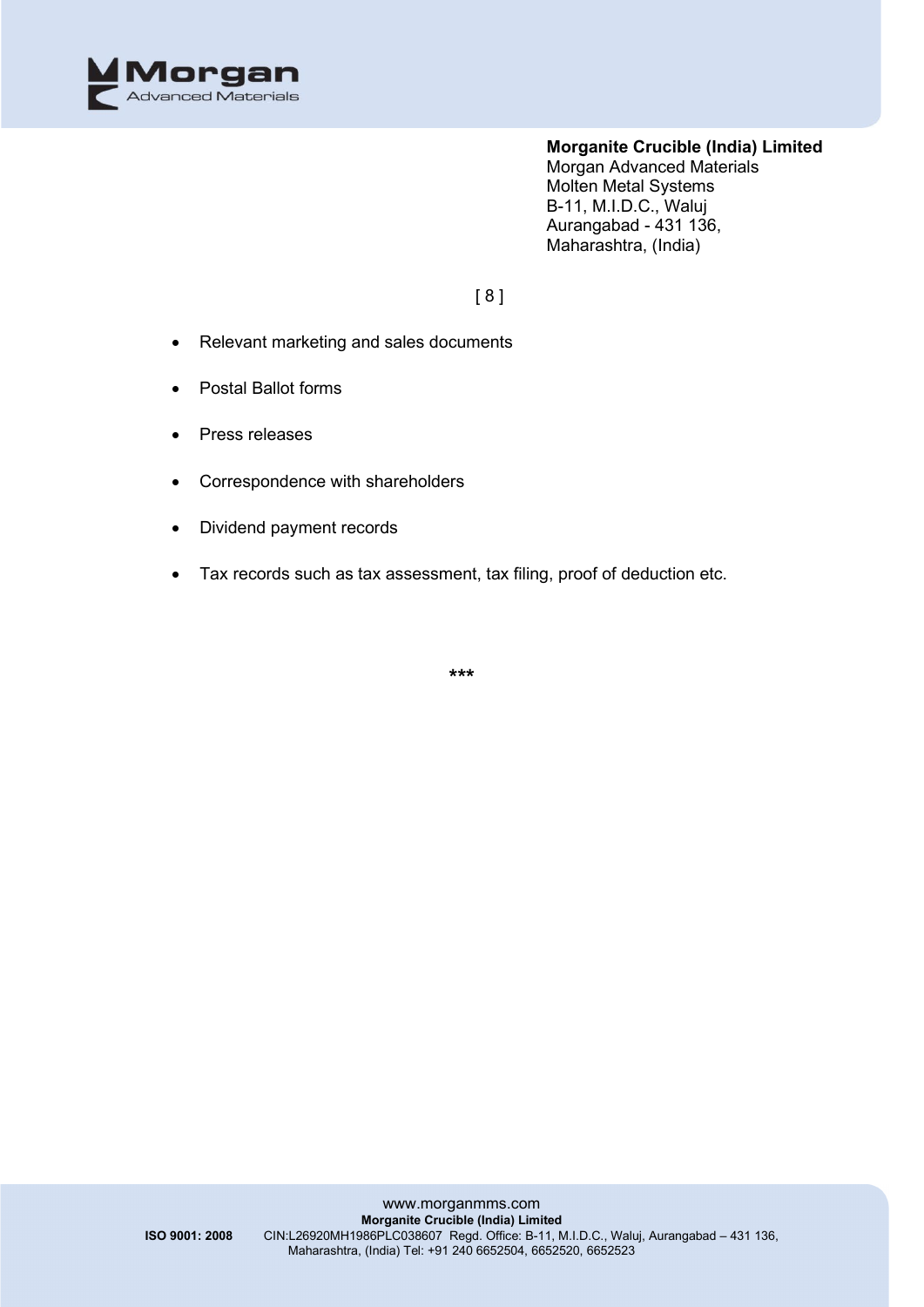- Relevant marketing and sales documents
- Postal Ballot forms
- Press releases
- Correspondence with shareholders
- Dividend payment records
- Tax records such as tax assessment, tax filing, proof of deduction etc.

***